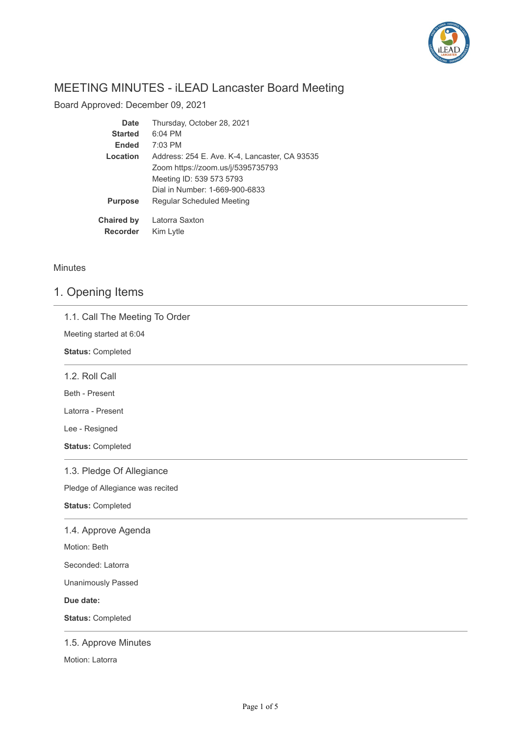# MEETING MINUTES - iLEAD Lancaster Board Meeting

Board Approved: December 09, 2021

| | |
|---|---|
| **Date** | Thursday, October 28, 2021 |
| **Started** | 6:04 PM |
| **Ended** | 7:03 PM |
| **Location** | Address: 254 E. Ave. K-4, Lancaster, CA 93535<br>Zoom https://zoom.us/j/5395735793<br>Meeting ID: 539 573 5793<br>Dial in Number: 1-669-900-6833 |
| **Purpose** | Regular Scheduled Meeting |
| **Chaired by** | Latorra Saxton |
| **Recorder** | Kim Lytle |

Minutes

## 1. Opening Items

### 1.1. Call The Meeting To Order

Meeting started at 6:04

**Status:** Completed

### 1.2. Roll Call

Beth - Present

Latorra - Present

Lee - Resigned

**Status:** Completed

### 1.3. Pledge Of Allegiance

Pledge of Allegiance was recited

**Status:** Completed

### 1.4. Approve Agenda

Motion: Beth

Seconded: Latorra

Unanimously Passed

**Due date:**

**Status:** Completed

### 1.5. Approve Minutes

Motion: Latorra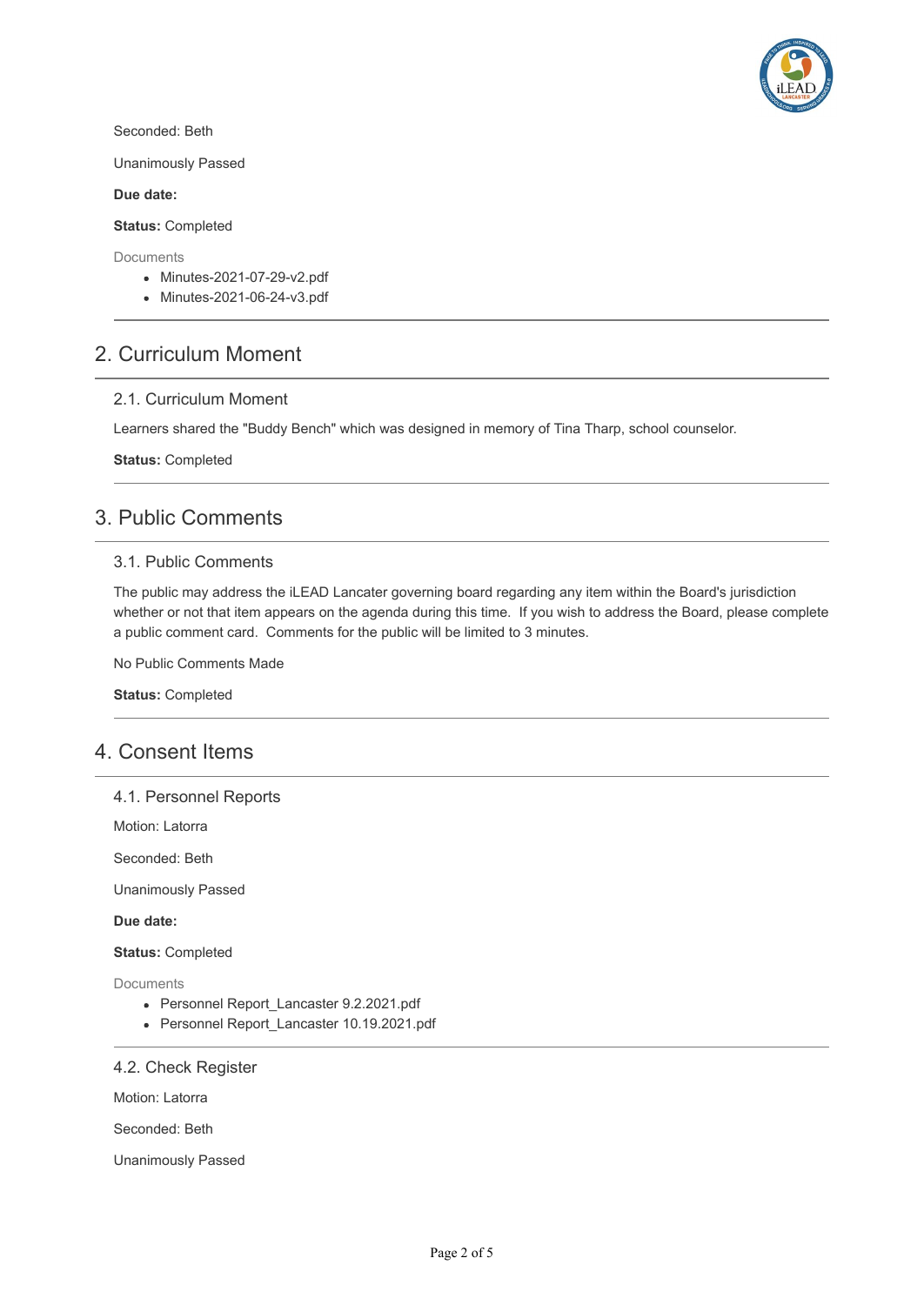Seconded: Beth

Unanimously Passed

**Due date:**

**Status:** Completed

Documents

- Minutes-2021-07-29-v2.pdf
- Minutes-2021-06-24-v3.pdf

---

## 2. Curriculum Moment

### 2.1. Curriculum Moment

Learners shared the "Buddy Bench" which was designed in memory of Tina Tharp, school counselor.

**Status:** Completed

---

## 3. Public Comments

### 3.1. Public Comments

The public may address the iLEAD Lancater governing board regarding any item within the Board's jurisdiction whether or not that item appears on the agenda during this time. If you wish to address the Board, please complete a public comment card. Comments for the public will be limited to 3 minutes.

No Public Comments Made

**Status:** Completed

---

## 4. Consent Items

### 4.1. Personnel Reports

Motion: Latorra

Seconded: Beth

Unanimously Passed

**Due date:**

**Status:** Completed

Documents

- Personnel Report_Lancaster 9.2.2021.pdf
- Personnel Report_Lancaster 10.19.2021.pdf

---

### 4.2. Check Register

Motion: Latorra

Seconded: Beth

Unanimously Passed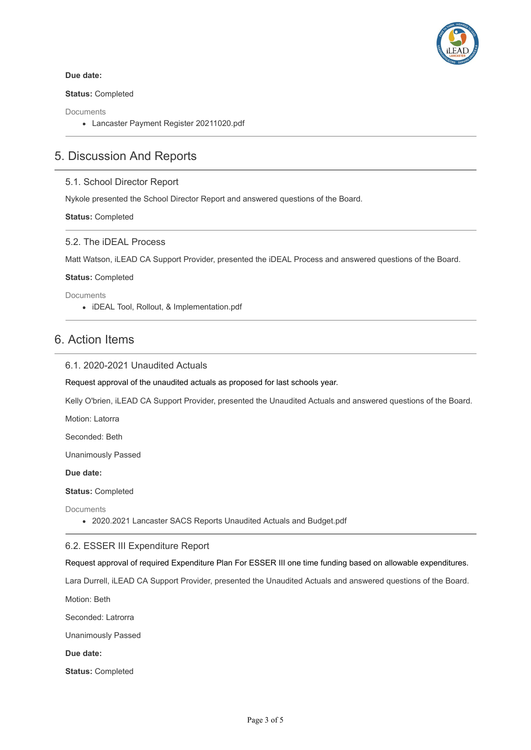**Due date:**

**Status:** Completed

Documents

- Lancaster Payment Register 20211020.pdf

## 5. Discussion And Reports

### 5.1. School Director Report

Nykole presented the School Director Report and answered questions of the Board.

**Status:** Completed

### 5.2. The iDEAL Process

Matt Watson, iLEAD CA Support Provider, presented the iDEAL Process and answered questions of the Board.

**Status:** Completed

Documents

- iDEAL Tool, Rollout, & Implementation.pdf

## 6. Action Items

### 6.1. 2020-2021 Unaudited Actuals

Request approval of the unaudited actuals as proposed for last schools year.

Kelly O'brien, iLEAD CA Support Provider, presented the Unaudited Actuals and answered questions of the Board.

Motion: Latorra

Seconded: Beth

Unanimously Passed

**Due date:**

**Status:** Completed

Documents

- 2020.2021 Lancaster SACS Reports Unaudited Actuals and Budget.pdf

### 6.2. ESSER III Expenditure Report

Request approval of required Expenditure Plan For ESSER III one time funding based on allowable expenditures.

Lara Durrell, iLEAD CA Support Provider, presented the Unaudited Actuals and answered questions of the Board.

Motion: Beth

Seconded: Latrorra

Unanimously Passed

**Due date:**

**Status:** Completed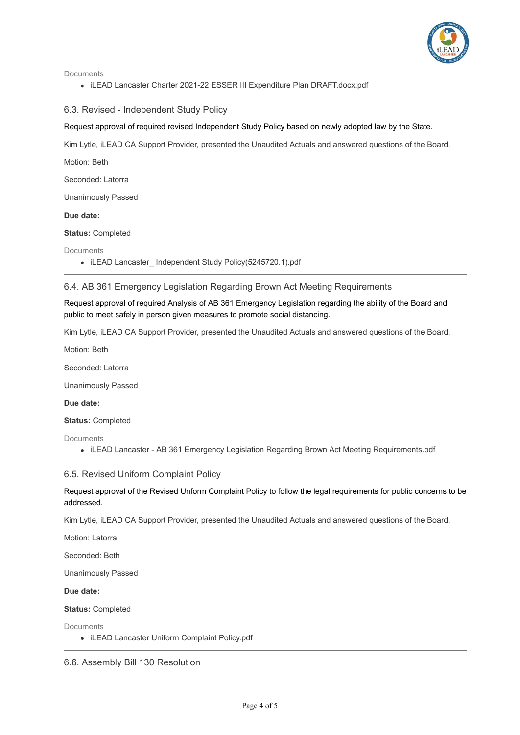Documents

- iLEAD Lancaster Charter 2021-22 ESSER III Expenditure Plan DRAFT.docx.pdf

---

### 6.3. Revised - Independent Study Policy

Request approval of required revised Independent Study Policy based on newly adopted law by the State.

Kim Lytle, iLEAD CA Support Provider, presented the Unaudited Actuals and answered questions of the Board.

Motion: Beth

Seconded: Latorra

Unanimously Passed

**Due date:**

**Status:** Completed

Documents

- iLEAD Lancaster_ Independent Study Policy(5245720.1).pdf

---

### 6.4. AB 361 Emergency Legislation Regarding Brown Act Meeting Requirements

Request approval of required Analysis of AB 361 Emergency Legislation regarding the ability of the Board and public to meet safely in person given measures to promote social distancing.

Kim Lytle, iLEAD CA Support Provider, presented the Unaudited Actuals and answered questions of the Board.

Motion: Beth

Seconded: Latorra

Unanimously Passed

**Due date:**

**Status:** Completed

Documents

- iLEAD Lancaster - AB 361 Emergency Legislation Regarding Brown Act Meeting Requirements.pdf

---

### 6.5. Revised Uniform Complaint Policy

Request approval of the Revised Unform Complaint Policy to follow the legal requirements for public concerns to be addressed.

Kim Lytle, iLEAD CA Support Provider, presented the Unaudited Actuals and answered questions of the Board.

Motion: Latorra

Seconded: Beth

Unanimously Passed

**Due date:**

**Status:** Completed

Documents

- iLEAD Lancaster Uniform Complaint Policy.pdf

---

### 6.6. Assembly Bill 130 Resolution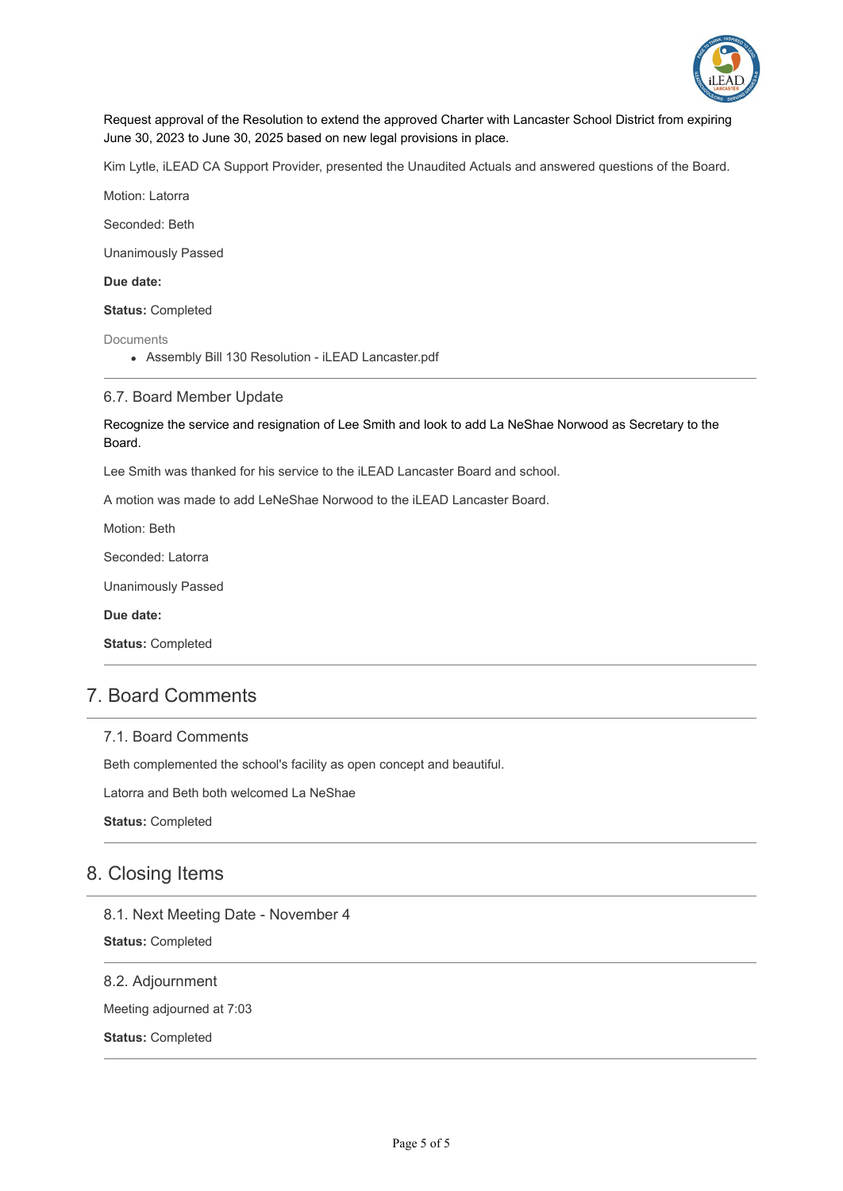Request approval of the Resolution to extend the approved Charter with Lancaster School District from expiring June 30, 2023 to June 30, 2025 based on new legal provisions in place.

Kim Lytle, iLEAD CA Support Provider, presented the Unaudited Actuals and answered questions of the Board.

Motion: Latorra

Seconded: Beth

Unanimously Passed

**Due date:**

**Status:** Completed

Documents

- Assembly Bill 130 Resolution - iLEAD Lancaster.pdf

---

### 6.7. Board Member Update

Recognize the service and resignation of Lee Smith and look to add La NeShae Norwood as Secretary to the Board.

Lee Smith was thanked for his service to the iLEAD Lancaster Board and school.

A motion was made to add LeNeShae Norwood to the iLEAD Lancaster Board.

Motion: Beth

Seconded: Latorra

Unanimously Passed

**Due date:**

**Status:** Completed

---

## 7. Board Comments

### 7.1. Board Comments

Beth complemented the school's facility as open concept and beautiful.

Latorra and Beth both welcomed La NeShae

**Status:** Completed

---

## 8. Closing Items

### 8.1. Next Meeting Date - November 4

**Status:** Completed

### 8.2. Adjournment

Meeting adjourned at 7:03

**Status:** Completed